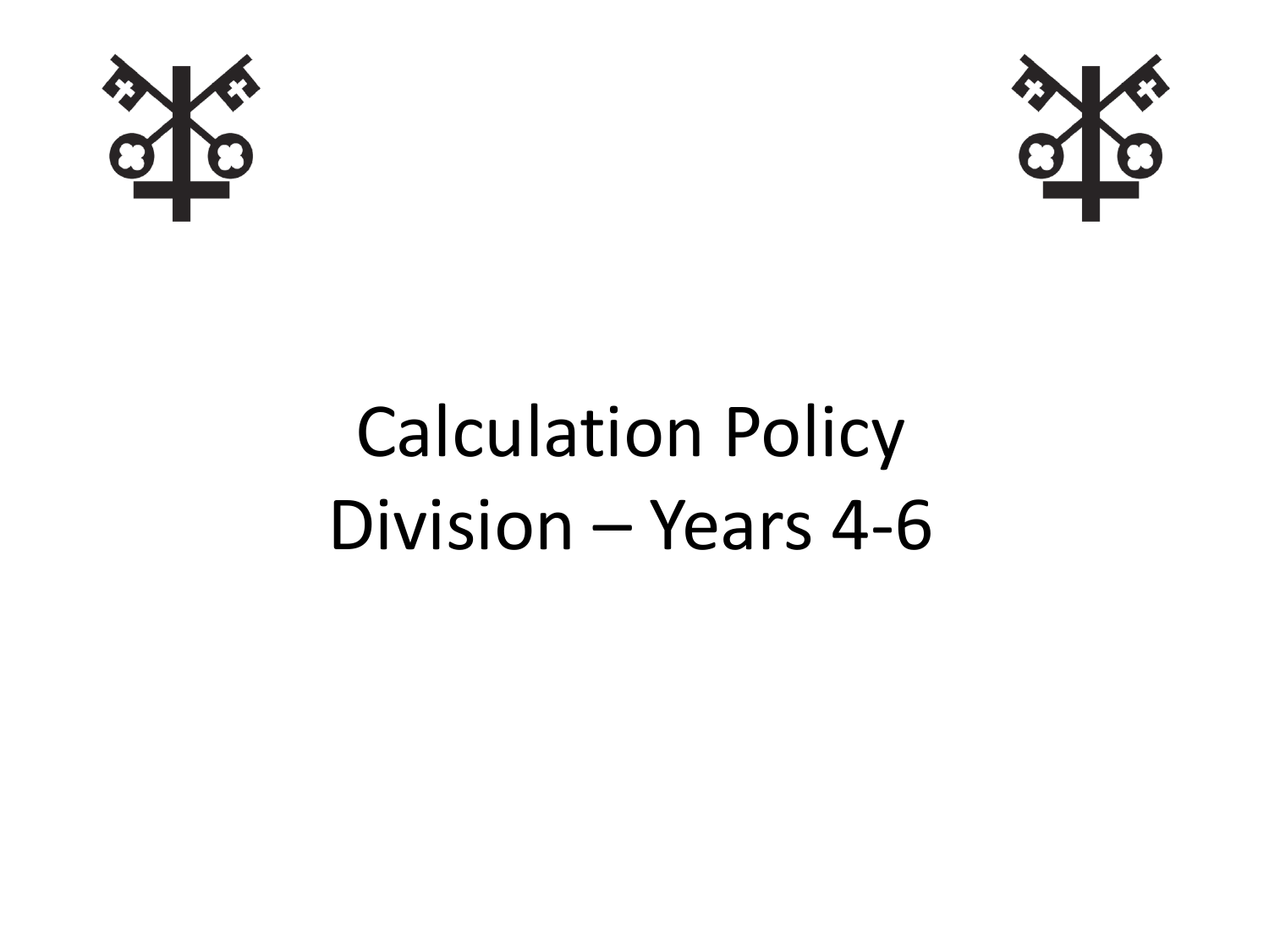# Calculation Policy
# Division – Years 4-6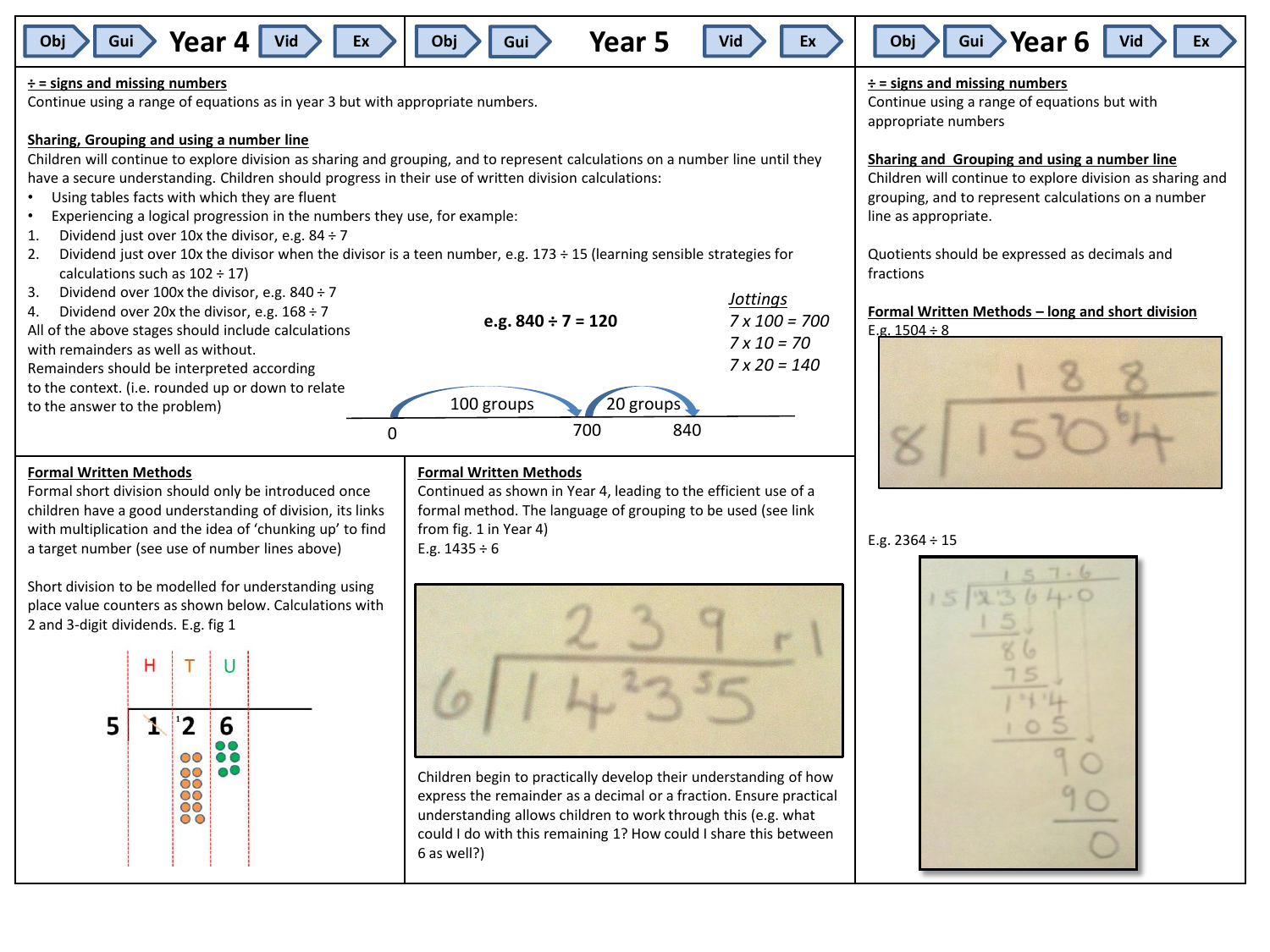| Obj | Gui | Year 4 | Vid | Ex | Obj | Gui | Year 5 | Vid | Ex | Obj | Gui | Year 6 | Vid | Ex |
|---|---|---|---|---|---|---|---|---|---|---|---|---|---|---|

## Year 4 / Year 5

**÷ = signs and missing numbers**

Continue using a range of equations as in year 3 but with appropriate numbers.

**Sharing, Grouping and using a number line**

Children will continue to explore division as sharing and grouping, and to represent calculations on a number line until they have a secure understanding. Children should progress in their use of written division calculations:

- Using tables facts with which they are fluent
- Experiencing a logical progression in the numbers they use, for example:

1. Dividend just over 10x the divisor, e.g. 84 ÷ 7
2. Dividend just over 10x the divisor when the divisor is a teen number, e.g. 173 ÷ 15 (learning sensible strategies for calculations such as 102 ÷ 17)
3. Dividend over 100x the divisor, e.g. 840 ÷ 7
4. Dividend over 20x the divisor, e.g. 168 ÷ 7

All of the above stages should include calculations with remainders as well as without.

Remainders should be interpreted according to the context. (i.e. rounded up or down to relate to the answer to the problem)

**e.g. 840 ÷ 7 = 120**

*Jottings*

*7 x 100 = 700*

*7 x 10 = 70*

*7 x 20 = 140*

100 groups
20 groups
0
700
840

### Year 4

**Formal Written Methods**

Formal short division should only be introduced once children have a good understanding of division, its links with multiplication and the idea of 'chunking up' to find a target number (see use of number lines above)

Short division to be modelled for understanding using place value counters as shown below. Calculations with 2 and 3-digit dividends. E.g. fig 1

H T U
5 | 1 2 6

### Year 5

**Formal Written Methods**

Continued as shown in Year 4, leading to the efficient use of a formal method. The language of grouping to be used (see link from fig. 1 in Year 4)

E.g. 1435 ÷ 6

2 3 9 r1
6 | 1 4 ²3 ⁵5

Children begin to practically develop their understanding of how express the remainder as a decimal or a fraction. Ensure practical understanding allows children to work through this (e.g. what could I do with this remaining 1? How could I share this between 6 as well?)

## Year 6

**÷ = signs and missing numbers**

Continue using a range of equations but with appropriate numbers

**Sharing and Grouping and using a number line**

Children will continue to explore division as sharing and grouping, and to represent calculations on a number line as appropriate.

Quotients should be expressed as decimals and fractions

**Formal Written Methods – long and short division**

E.g. 1504 ÷ 8

1 8 8
8 | 1 5 ⁷0 ⁶4

E.g. 2364 ÷ 15

1 5 7 . 6
15 | 2 3 6 4 . 0
1 5
8 6
7 5
1 1 4
1 0 5
9 0
9 0
0